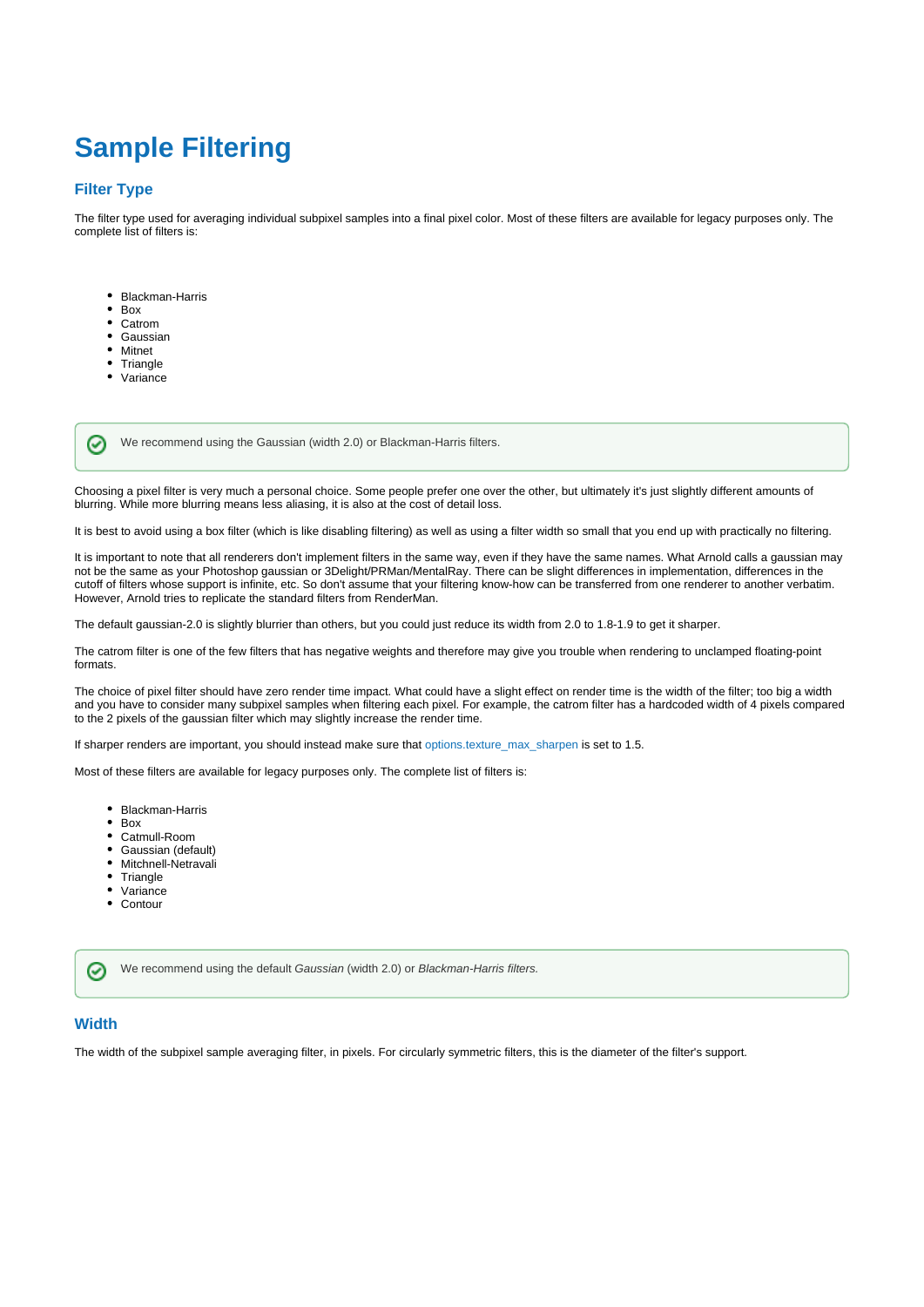# Sample Filtering

## Filter Type

The filter type used for averaging individual subpixel samples into a final pixel color. Most of these filters are available for legacy purposes only. The complete list of filters is:

- Blackman-Harris
- Box
- Catrom
- Gaussian
- Mitnet
- Triangle
- Variance

> We recommend using the Gaussian (width 2.0) or Blackman-Harris filters.

Choosing a pixel filter is very much a personal choice. Some people prefer one over the other, but ultimately it's just slightly different amounts of blurring. While more blurring means less aliasing, it is also at the cost of detail loss.

It is best to avoid using a box filter (which is like disabling filtering) as well as using a filter width so small that you end up with practically no filtering.

It is important to note that all renderers don't implement filters in the same way, even if they have the same names. What Arnold calls a gaussian may not be the same as your Photoshop gaussian or 3Delight/PRMan/MentalRay. There can be slight differences in implementation, differences in the cutoff of filters whose support is infinite, etc. So don't assume that your filtering know-how can be transferred from one renderer to another verbatim. However, Arnold tries to replicate the standard filters from RenderMan.

The default gaussian-2.0 is slightly blurrier than others, but you could just reduce its width from 2.0 to 1.8-1.9 to get it sharper.

The catrom filter is one of the few filters that has negative weights and therefore may give you trouble when rendering to unclamped floating-point formats.

The choice of pixel filter should have zero render time impact. What could have a slight effect on render time is the width of the filter; too big a width and you have to consider many subpixel samples when filtering each pixel. For example, the catrom filter has a hardcoded width of 4 pixels compared to the 2 pixels of the gaussian filter which may slightly increase the render time.

If sharper renders are important, you should instead make sure that options.texture_max_sharpen is set to 1.5.

Most of these filters are available for legacy purposes only. The complete list of filters is:

- Blackman-Harris
- Box
- Catmull-Room
- Gaussian (default)
- Mitchnell-Netravali
- Triangle
- Variance
- Contour

> We recommend using the default *Gaussian* (width 2.0) or *Blackman-Harris filters.*

## Width

The width of the subpixel sample averaging filter, in pixels. For circularly symmetric filters, this is the diameter of the filter's support.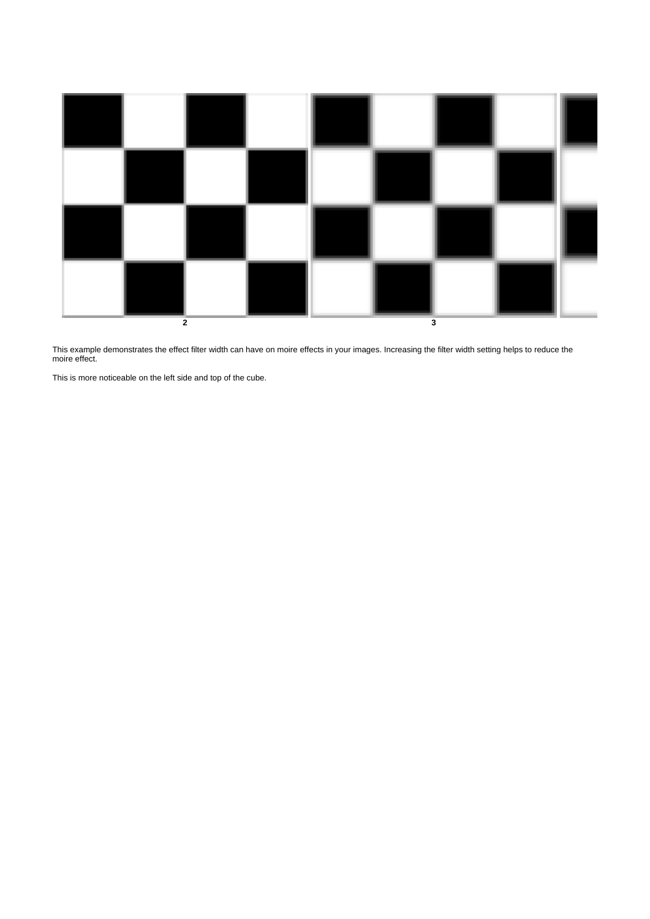2

3

This example demonstrates the effect filter width can have on moire effects in your images. Increasing the filter width setting helps to reduce the moire effect.

This is more noticeable on the left side and top of the cube.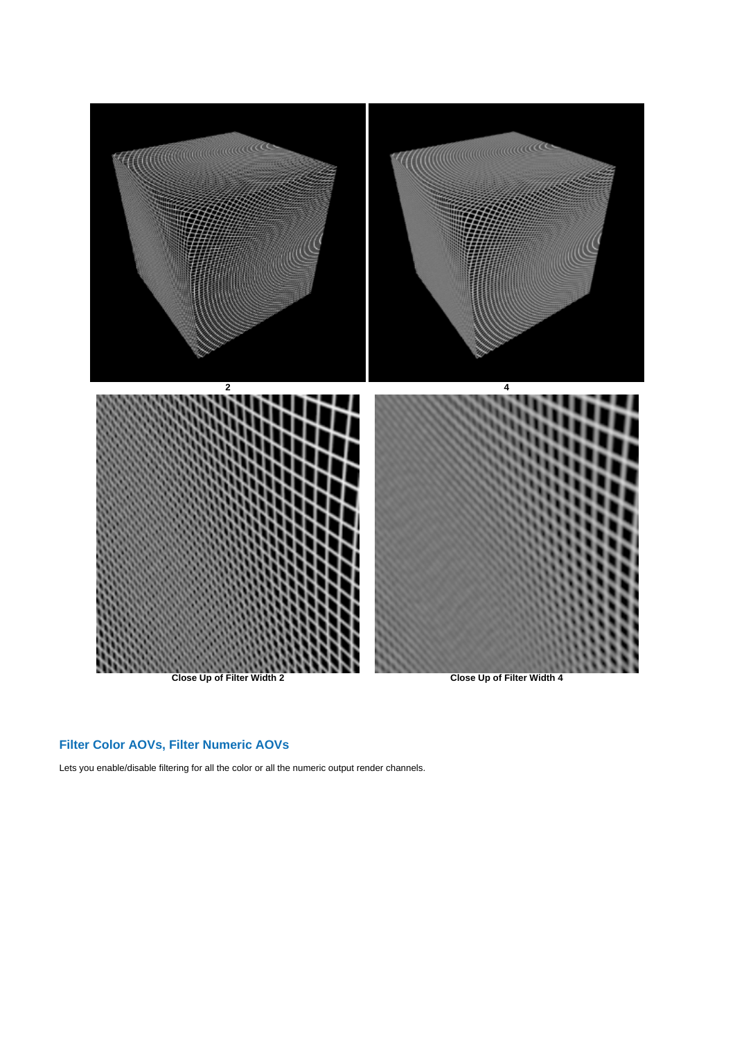2

4

Close Up of Filter Width 2

Close Up of Filter Width 4

### Filter Color AOVs, Filter Numeric AOVs

Lets you enable/disable filtering for all the color or all the numeric output render channels.